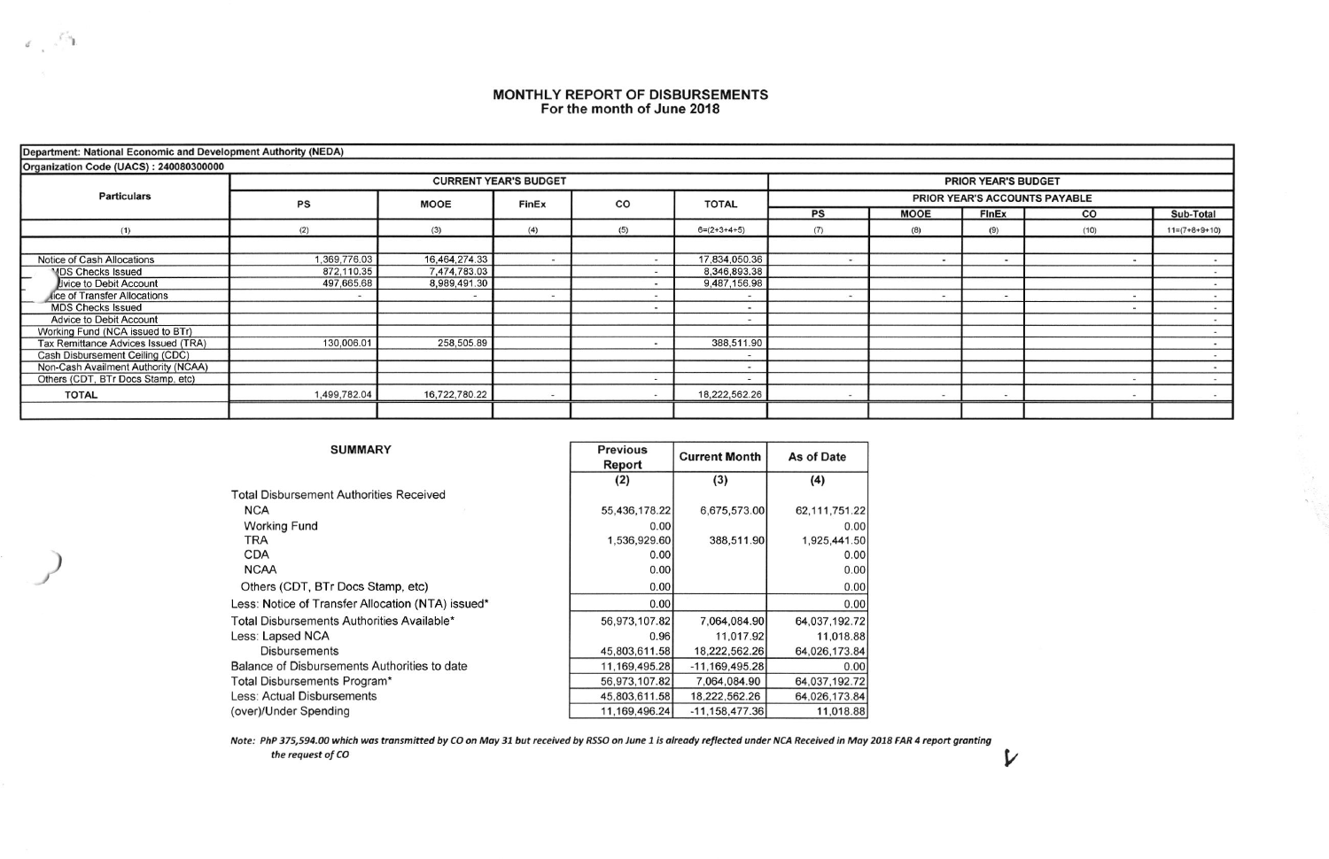# MONTHLY REPORT OF DISBURSEMENTS
## For the month of June 2018

| Department: National Economic and Development Authority (NEDA) | | | | | | | | | | |
|---|---|---|---|---|---|---|---|---|---|---|
| Organization Code (UACS) : 240080300000 | | | | | | | | | | |
| Particulars | CURRENT YEAR'S BUDGET | | | | | PRIOR YEAR'S BUDGET | | | | |
| | | | | | | PRIOR YEAR'S ACCOUNTS PAYABLE | | | | |
| | PS | MOOE | FinEx | CO | TOTAL | PS | MOOE | FinEx | CO | Sub-Total |
| (1) | (2) | (3) | (4) | (5) | 6=(2+3+4+5) | (7) | (8) | (9) | (10) | 11=(7+8+9+10) |
| Notice of Cash Allocations | 1,369,776.03 | 16,464,274.33 | - | - | 17,834,050.36 | - | - | - | - | - |
| MDS Checks Issued | 872,110.35 | 7,474,783.03 | | - | 8,346,893.38 | | | | | - |
| Advice to Debit Account | 497,665.68 | 8,989,491.30 | | - | 9,487,156.98 | | | | | - |
| Notice of Transfer Allocations | - | - | - | - | - | - | - | - | - | - |
| MDS Checks Issued | | | | - | - | | | | - | - |
| Advice to Debit Account | | | | | - | | | | | - |
| Working Fund (NCA issued to BTr) | | | | | | | | | | - |
| Tax Remittance Advices Issued (TRA) | 130,006.01 | 258,505.89 | | - | 388,511.90 | | | | | - |
| Cash Disbursement Ceiling (CDC) | | | | | - | | | | | - |
| Non-Cash Availment Authority (NCAA) | | | | | - | | | | | - |
| Others (CDT, BTr Docs Stamp, etc) | | | | - | - | | | | - | - |
| TOTAL | 1,499,782.04 | 16,722,780.22 | - | - | 18,222,562.26 | - | - | - | - | - |

| SUMMARY | Previous Report | Current Month | As of Date |
|---|---|---|---|
| | (2) | (3) | (4) |
| Total Disbursement Authorities Received | | | |
| NCA | 55,436,178.22 | 6,675,573.00 | 62,111,751.22 |
| Working Fund | 0.00 | | 0.00 |
| TRA | 1,536,929.60 | 388,511.90 | 1,925,441.50 |
| CDA | 0.00 | | 0.00 |
| NCAA | 0.00 | | 0.00 |
| Others (CDT, BTr Docs Stamp, etc) | 0.00 | | 0.00 |
| Less: Notice of Transfer Allocation (NTA) issued* | 0.00 | | 0.00 |
| Total Disbursements Authorities Available* | 56,973,107.82 | 7,064,084.90 | 64,037,192.72 |
| Less: Lapsed NCA | 0.96 | 11,017.92 | 11,018.88 |
| Disbursements | 45,803,611.58 | 18,222,562.26 | 64,026,173.84 |
| Balance of Disbursements Authorities to date | 11,169,495.28 | -11,169,495.28 | 0.00 |
| Total Disbursements Program* | 56,973,107.82 | 7,064,084.90 | 64,037,192.72 |
| Less: Actual Disbursements | 45,803,611.58 | 18,222,562.26 | 64,026,173.84 |
| (over)/Under Spending | 11,169,496.24 | -11,158,477.36 | 11,018.88 |

*Note: PhP 375,594.00 which was transmitted by CO on May 31 but received by RSSO on June 1 is already reflected under NCA Received in May 2018 FAR 4 report granting the request of CO*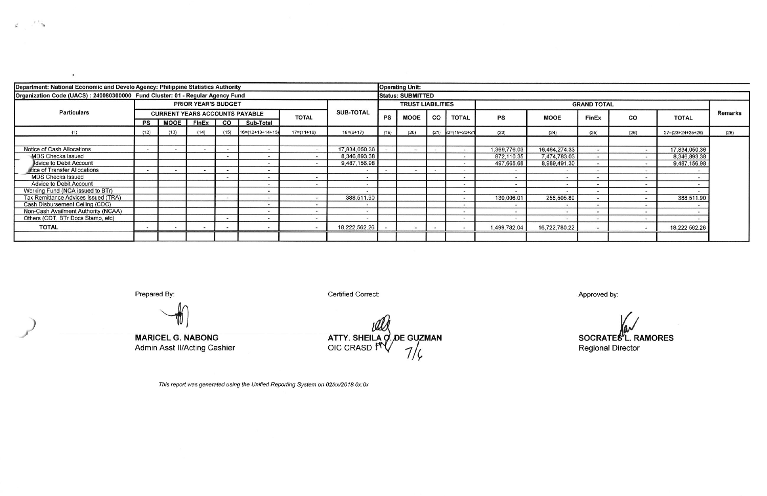| Department: National Economic and Develo Agency: Philippine Statistics Authority | | | | | | | | Operating Unit: | | | | | | | | | | |
|---|---|---|---|---|---|---|---|---|---|---|---|---|---|---|---|---|---|---|
| Organization Code (UACS) : 240080300000 Fund Cluster: 01 - Regular Agency Fund | | | | | | | | Status: SUBMITTED | | | | | | | | | | |
| Particulars | PRIOR YEAR'S BUDGET | | | | | | SUB-TOTAL | TRUST LIABILITIES | | | | GRAND TOTAL | | | | | Remarks |
| | CURRENT YEARS ACCOUNTS PAYABLE | | | | | TOTAL | | PS | MOOE | CO | TOTAL | PS | MOOE | FinEx | CO | TOTAL | |
| | PS | MOOE | FinEx | CO | Sub-Total | | | | | | | | | | | | |
| (1) | (12) | (13) | (14) | (15) | 16=(12+13+14+15) | 17=(11+16) | 18=(6+17) | (19) | (20) | (21) | 22=(19+20+21 | (23) | (24) | (25) | (26) | 27=(23+24+25+26) | (28) |
| Notice of Cash Allocations | - | - | - | - | - | - | 17,834,050.36 | - | - | - | - | 1,369,776.03 | 16,464,274.33 | - | - | 17,834,050.36 | |
| MDS Checks Issued | | | | - | - | - | 8,346,893.38 | | | | - | 872,110.35 | 7,474,783.03 | - | - | 8,346,893.38 | |
| Advice to Debit Account | | | | | - | - | 9,487,156.98 | | | | - | 497,665.68 | 8,989,491.30 | - | - | 9,487,156.98 | |
| Notice of Transfer Allocations | - | - | - | - | - | | - | - | - | - | - | - | - | - | - | - | |
| MDS Checks Issued | | | | - | - | - | - | | | | - | - | - | - | - | - | |
| Advice to Debit Account | | | | | - | - | - | | | | - | - | - | - | - | - | |
| Working Fund (NCA issued to BTr) | | | | | - | | - | | | | - | - | - | - | - | - | |
| Tax Remittance Advices Issued (TRA) | | | | - | - | - | 388,511.90 | | | | - | 130,006.01 | 258,505.89 | - | - | 388,511.90 | |
| Cash Disbursement Ceiling (CDC) | | | | | - | - | - | | | | - | - | - | - | - | - | |
| Non-Cash Availment Authority (NCAA) | | | | | - | - | - | | | | - | - | - | - | - | - | |
| Others (CDT, BTr Docs Stamp, etc) | | | | - | - | - | - | | | | - | - | - | - | - | - | |
| TOTAL | - | - | - | - | - | - | 18,222,562.26 | - | - | - | - | 1,499,782.04 | 16,722,780.22 | - | - | 18,222,562.26 | |

Prepared By:

**MARICEL G. NABONG**
Admin Asst II/Acting Cashier

Certified Correct:

**ATTY. SHEILA O. DE GUZMAN**
OIC CRASD

Approved by:

**SOCRATES L. RAMORES**
Regional Director

*This report was generated using the Unified Reporting System on 02/xx/2018 0x:0x*